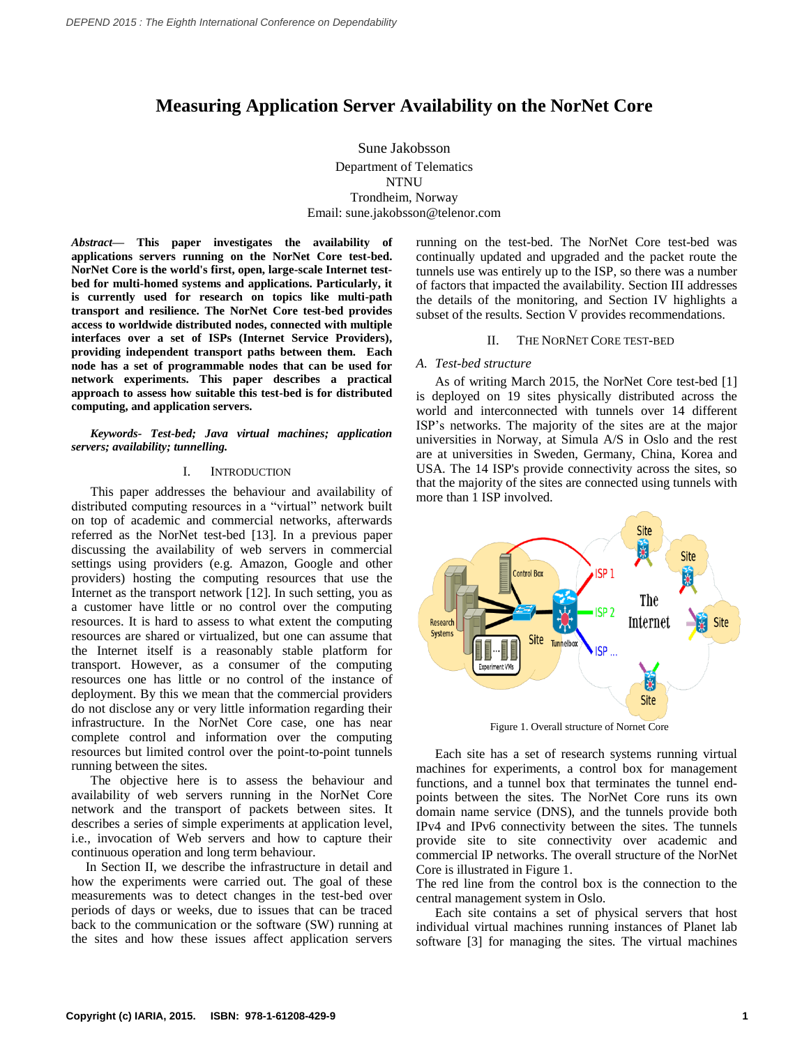# Measuring Application Server Availability on the NorNet Core

Sune Jakobsson
Department of Telematics
NTNU
Trondheim, Norway
Email: sune.jakobsson@telenor.com

***Abstract*— This paper investigates the availability of applications servers running on the NorNet Core test-bed. NorNet Core is the world's first, open, large-scale Internet test-bed for multi-homed systems and applications. Particularly, it is currently used for research on topics like multi-path transport and resilience. The NorNet Core test-bed provides access to worldwide distributed nodes, connected with multiple interfaces over a set of ISPs (Internet Service Providers), providing independent transport paths between them. Each node has a set of programmable nodes that can be used for network experiments. This paper describes a practical approach to assess how suitable this test-bed is for distributed computing, and application servers.**

***Keywords- Test-bed; Java virtual machines; application servers; availability; tunnelling.***

## I. Introduction

This paper addresses the behaviour and availability of distributed computing resources in a "virtual" network built on top of academic and commercial networks, afterwards referred as the NorNet test-bed [13]. In a previous paper discussing the availability of web servers in commercial settings using providers (e.g. Amazon, Google and other providers) hosting the computing resources that use the Internet as the transport network [12]. In such setting, you as a customer have little or no control over the computing resources. It is hard to assess to what extent the computing resources are shared or virtualized, but one can assume that the Internet itself is a reasonably stable platform for transport. However, as a consumer of the computing resources one has little or no control of the instance of deployment. By this we mean that the commercial providers do not disclose any or very little information regarding their infrastructure. In the NorNet Core case, one has near complete control and information over the computing resources but limited control over the point-to-point tunnels running between the sites.

The objective here is to assess the behaviour and availability of web servers running in the NorNet Core network and the transport of packets between sites. It describes a series of simple experiments at application level, i.e., invocation of Web servers and how to capture their continuous operation and long term behaviour.

In Section II, we describe the infrastructure in detail and how the experiments were carried out. The goal of these measurements was to detect changes in the test-bed over periods of days or weeks, due to issues that can be traced back to the communication or the software (SW) running at the sites and how these issues affect application servers running on the test-bed. The NorNet Core test-bed was continually updated and upgraded and the packet route the tunnels use was entirely up to the ISP, so there was a number of factors that impacted the availability. Section III addresses the details of the monitoring, and Section IV highlights a subset of the results. Section V provides recommendations.

## II. The NorNet Core Test-bed

### *A. Test-bed structure*

As of writing March 2015, the NorNet Core test-bed [1] is deployed on 19 sites physically distributed across the world and interconnected with tunnels over 14 different ISP's networks. The majority of the sites are at the major universities in Norway, at Simula A/S in Oslo and the rest are at universities in Sweden, Germany, China, Korea and USA. The 14 ISP's provide connectivity across the sites, so that the majority of the sites are connected using tunnels with more than 1 ISP involved.

Figure 1. Overall structure of Nornet Core

Each site has a set of research systems running virtual machines for experiments, a control box for management functions, and a tunnel box that terminates the tunnel end-points between the sites. The NorNet Core runs its own domain name service (DNS), and the tunnels provide both IPv4 and IPv6 connectivity between the sites. The tunnels provide site to site connectivity over academic and commercial IP networks. The overall structure of the NorNet Core is illustrated in Figure 1.

The red line from the control box is the connection to the central management system in Oslo.

Each site contains a set of physical servers that host individual virtual machines running instances of Planet lab software [3] for managing the sites. The virtual machines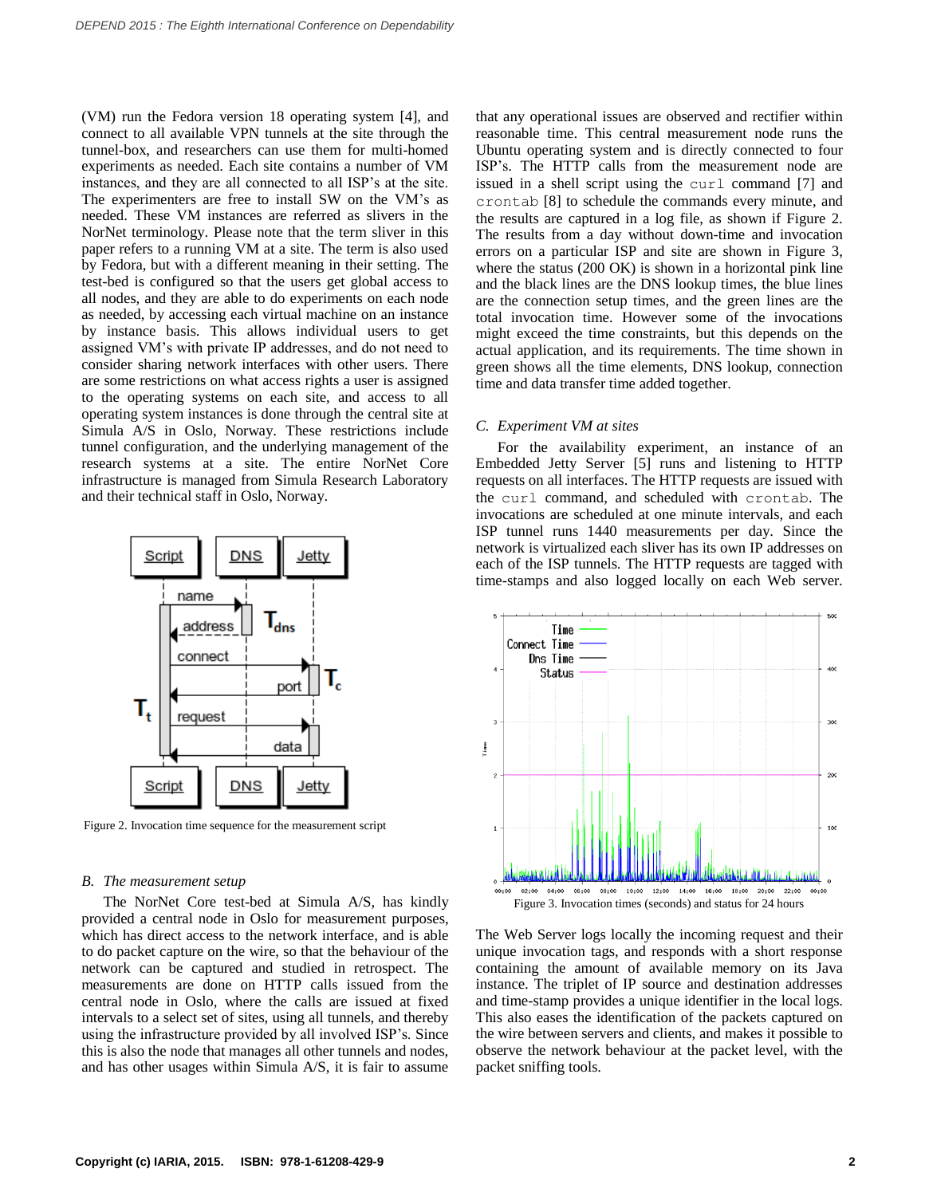(VM) run the Fedora version 18 operating system [4], and connect to all available VPN tunnels at the site through the tunnel-box, and researchers can use them for multi-homed experiments as needed. Each site contains a number of VM instances, and they are all connected to all ISP's at the site. The experimenters are free to install SW on the VM's as needed. These VM instances are referred as slivers in the NorNet terminology. Please note that the term sliver in this paper refers to a running VM at a site. The term is also used by Fedora, but with a different meaning in their setting. The test-bed is configured so that the users get global access to all nodes, and they are able to do experiments on each node as needed, by accessing each virtual machine on an instance by instance basis. This allows individual users to get assigned VM's with private IP addresses, and do not need to consider sharing network interfaces with other users. There are some restrictions on what access rights a user is assigned to the operating systems on each site, and access to all operating system instances is done through the central site at Simula A/S in Oslo, Norway. These restrictions include tunnel configuration, and the underlying management of the research systems at a site. The entire NorNet Core infrastructure is managed from Simula Research Laboratory and their technical staff in Oslo, Norway.

Figure 2. Invocation time sequence for the measurement script

### *B. The measurement setup*

The NorNet Core test-bed at Simula A/S, has kindly provided a central node in Oslo for measurement purposes, which has direct access to the network interface, and is able to do packet capture on the wire, so that the behaviour of the network can be captured and studied in retrospect. The measurements are done on HTTP calls issued from the central node in Oslo, where the calls are issued at fixed intervals to a select set of sites, using all tunnels, and thereby using the infrastructure provided by all involved ISP's. Since this is also the node that manages all other tunnels and nodes, and has other usages within Simula A/S, it is fair to assume that any operational issues are observed and rectifier within reasonable time. This central measurement node runs the Ubuntu operating system and is directly connected to four ISP's. The HTTP calls from the measurement node are issued in a shell script using the `curl` command [7] and `crontab` [8] to schedule the commands every minute, and the results are captured in a log file, as shown if Figure 2. The results from a day without down-time and invocation errors on a particular ISP and site are shown in Figure 3, where the status (200 OK) is shown in a horizontal pink line and the black lines are the DNS lookup times, the blue lines are the connection setup times, and the green lines are the total invocation time. However some of the invocations might exceed the time constraints, but this depends on the actual application, and its requirements. The time shown in green shows all the time elements, DNS lookup, connection time and data transfer time added together.

### *C. Experiment VM at sites*

For the availability experiment, an instance of an Embedded Jetty Server [5] runs and listening to HTTP requests on all interfaces. The HTTP requests are issued with the `curl` command, and scheduled with `crontab`. The invocations are scheduled at one minute intervals, and each ISP tunnel runs 1440 measurements per day. Since the network is virtualized each sliver has its own IP addresses on each of the ISP tunnels. The HTTP requests are tagged with time-stamps and also logged locally on each Web server.

Figure 3. Invocation times (seconds) and status for 24 hours

The Web Server logs locally the incoming request and their unique invocation tags, and responds with a short response containing the amount of available memory on its Java instance. The triplet of IP source and destination addresses and time-stamp provides a unique identifier in the local logs. This also eases the identification of the packets captured on the wire between servers and clients, and makes it possible to observe the network behaviour at the packet level, with the packet sniffing tools.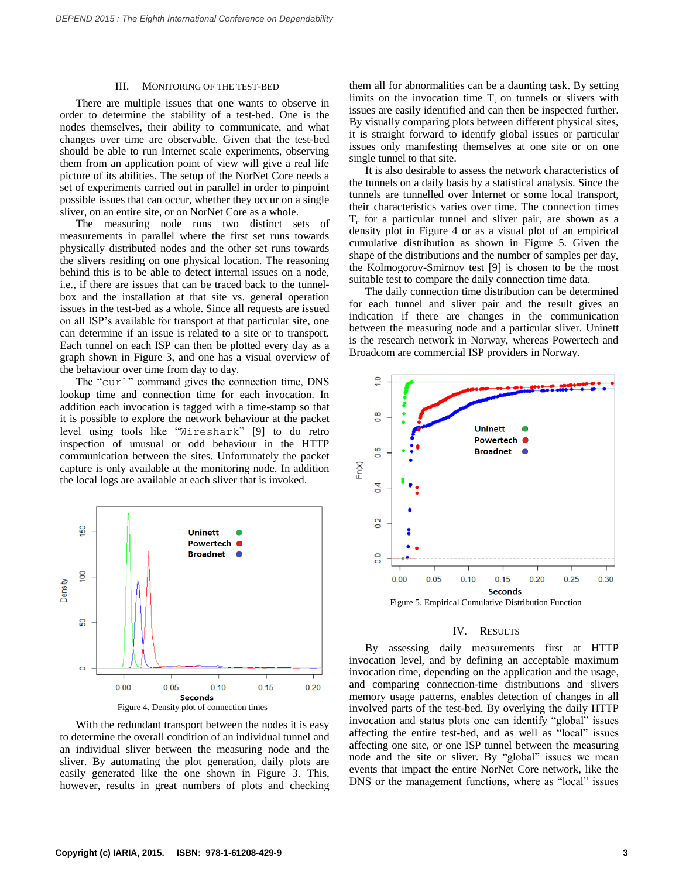## III. MONITORING OF THE TEST-BED

There are multiple issues that one wants to observe in order to determine the stability of a test-bed. One is the nodes themselves, their ability to communicate, and what changes over time are observable. Given that the test-bed should be able to run Internet scale experiments, observing them from an application point of view will give a real life picture of its abilities. The setup of the NorNet Core needs a set of experiments carried out in parallel in order to pinpoint possible issues that can occur, whether they occur on a single sliver, on an entire site, or on NorNet Core as a whole.

The measuring node runs two distinct sets of measurements in parallel where the first set runs towards physically distributed nodes and the other set runs towards the slivers residing on one physical location. The reasoning behind this is to be able to detect internal issues on a node, i.e., if there are issues that can be traced back to the tunnel-box and the installation at that site vs. general operation issues in the test-bed as a whole. Since all requests are issued on all ISP's available for transport at that particular site, one can determine if an issue is related to a site or to transport. Each tunnel on each ISP can then be plotted every day as a graph shown in Figure 3, and one has a visual overview of the behaviour over time from day to day.

The "curl" command gives the connection time, DNS lookup time and connection time for each invocation. In addition each invocation is tagged with a time-stamp so that it is possible to explore the network behaviour at the packet level using tools like "Wireshark" [9] to do retro inspection of unusual or odd behaviour in the HTTP communication between the sites. Unfortunately the packet capture is only available at the monitoring node. In addition the local logs are available at each sliver that is invoked.

Figure 4. Density plot of connection times

With the redundant transport between the nodes it is easy to determine the overall condition of an individual tunnel and an individual sliver between the measuring node and the sliver. By automating the plot generation, daily plots are easily generated like the one shown in Figure 3. This, however, results in great numbers of plots and checking them all for abnormalities can be a daunting task. By setting limits on the invocation time $T_t$ on tunnels or slivers with issues are easily identified and can then be inspected further. By visually comparing plots between different physical sites, it is straight forward to identify global issues or particular issues only manifesting themselves at one site or on one single tunnel to that site.

It is also desirable to assess the network characteristics of the tunnels on a daily basis by a statistical analysis. Since the tunnels are tunnelled over Internet or some local transport, their characteristics varies over time. The connection times $T_c$ for a particular tunnel and sliver pair, are shown as a density plot in Figure 4 or as a visual plot of an empirical cumulative distribution as shown in Figure 5. Given the shape of the distributions and the number of samples per day, the Kolmogorov-Smirnov test [9] is chosen to be the most suitable test to compare the daily connection time data.

The daily connection time distribution can be determined for each tunnel and sliver pair and the result gives an indication if there are changes in the communication between the measuring node and a particular sliver. Uninett is the research network in Norway, whereas Powertech and Broadcom are commercial ISP providers in Norway.

Figure 5. Empirical Cumulative Distribution Function

## IV. RESULTS

By assessing daily measurements first at HTTP invocation level, and by defining an acceptable maximum invocation time, depending on the application and the usage, and comparing connection-time distributions and slivers memory usage patterns, enables detection of changes in all involved parts of the test-bed. By overlying the daily HTTP invocation and status plots one can identify "global" issues affecting the entire test-bed, and as well as "local" issues affecting one site, or one ISP tunnel between the measuring node and the site or sliver. By "global" issues we mean events that impact the entire NorNet Core network, like the DNS or the management functions, where as "local" issues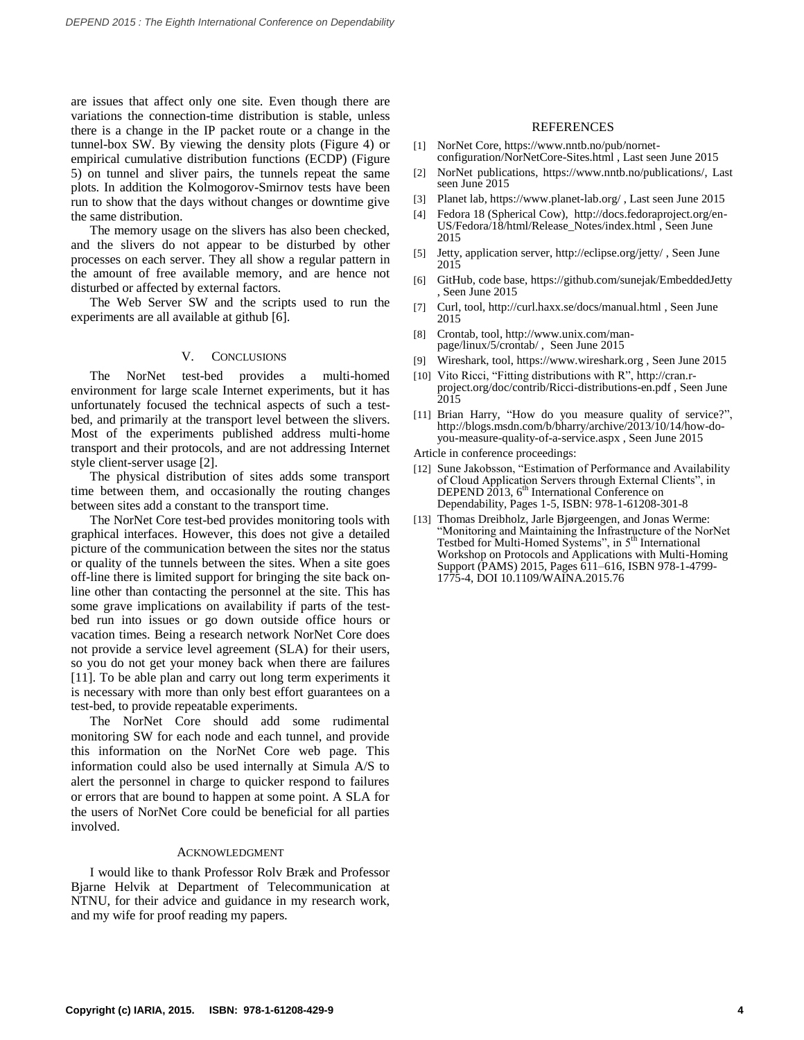are issues that affect only one site. Even though there are variations the connection-time distribution is stable, unless there is a change in the IP packet route or a change in the tunnel-box SW. By viewing the density plots (Figure 4) or empirical cumulative distribution functions (ECDP) (Figure 5) on tunnel and sliver pairs, the tunnels repeat the same plots. In addition the Kolmogorov-Smirnov tests have been run to show that the days without changes or downtime give the same distribution.

The memory usage on the slivers has also been checked, and the slivers do not appear to be disturbed by other processes on each server. They all show a regular pattern in the amount of free available memory, and are hence not disturbed or affected by external factors.

The Web Server SW and the scripts used to run the experiments are all available at github [6].

## V. CONCLUSIONS

The NorNet test-bed provides a multi-homed environment for large scale Internet experiments, but it has unfortunately focused the technical aspects of such a test-bed, and primarily at the transport level between the slivers. Most of the experiments published address multi-home transport and their protocols, and are not addressing Internet style client-server usage [2].

The physical distribution of sites adds some transport time between them, and occasionally the routing changes between sites add a constant to the transport time.

The NorNet Core test-bed provides monitoring tools with graphical interfaces. However, this does not give a detailed picture of the communication between the sites nor the status or quality of the tunnels between the sites. When a site goes off-line there is limited support for bringing the site back on-line other than contacting the personnel at the site. This has some grave implications on availability if parts of the test-bed run into issues or go down outside office hours or vacation times. Being a research network NorNet Core does not provide a service level agreement (SLA) for their users, so you do not get your money back when there are failures [11]. To be able plan and carry out long term experiments it is necessary with more than only best effort guarantees on a test-bed, to provide repeatable experiments.

The NorNet Core should add some rudimental monitoring SW for each node and each tunnel, and provide this information on the NorNet Core web page. This information could also be used internally at Simula A/S to alert the personnel in charge to quicker respond to failures or errors that are bound to happen at some point. A SLA for the users of NorNet Core could be beneficial for all parties involved.

## ACKNOWLEDGMENT

I would like to thank Professor Rolv Bræk and Professor Bjarne Helvik at Department of Telecommunication at NTNU, for their advice and guidance in my research work, and my wife for proof reading my papers.

## REFERENCES

[1] NorNet Core, https://www.nntb.no/pub/nornet-configuration/NorNetCore-Sites.html , Last seen June 2015

[2] NorNet publications, https://www.nntb.no/publications/, Last seen June 2015

[3] Planet lab, https://www.planet-lab.org/ , Last seen June 2015

[4] Fedora 18 (Spherical Cow), http://docs.fedoraproject.org/en-US/Fedora/18/html/Release_Notes/index.html , Seen June 2015

[5] Jetty, application server, http://eclipse.org/jetty/ , Seen June 2015

[6] GitHub, code base, https://github.com/sunejak/EmbeddedJetty , Seen June 2015

[7] Curl, tool, http://curl.haxx.se/docs/manual.html , Seen June 2015

[8] Crontab, tool, http://www.unix.com/man-page/linux/5/crontab/ , Seen June 2015

[9] Wireshark, tool, https://www.wireshark.org , Seen June 2015

[10] Vito Ricci, "Fitting distributions with R", http://cran.r-project.org/doc/contrib/Ricci-distributions-en.pdf , Seen June 2015

[11] Brian Harry, "How do you measure quality of service?", http://blogs.msdn.com/b/bharry/archive/2013/10/14/how-do-you-measure-quality-of-a-service.aspx , Seen June 2015

Article in conference proceedings:

[12] Sune Jakobsson, "Estimation of Performance and Availability of Cloud Application Servers through External Clients", in DEPEND 2013, 6th International Conference on Dependability, Pages 1-5, ISBN: 978-1-61208-301-8

[13] Thomas Dreibholz, Jarle Bjørgeengen, and Jonas Werme: "Monitoring and Maintaining the Infrastructure of the NorNet Testbed for Multi-Homed Systems", in 5th International Workshop on Protocols and Applications with Multi-Homing Support (PAMS) 2015, Pages 611–616, ISBN 978-1-4799-1775-4, DOI 10.1109/WAINA.2015.76